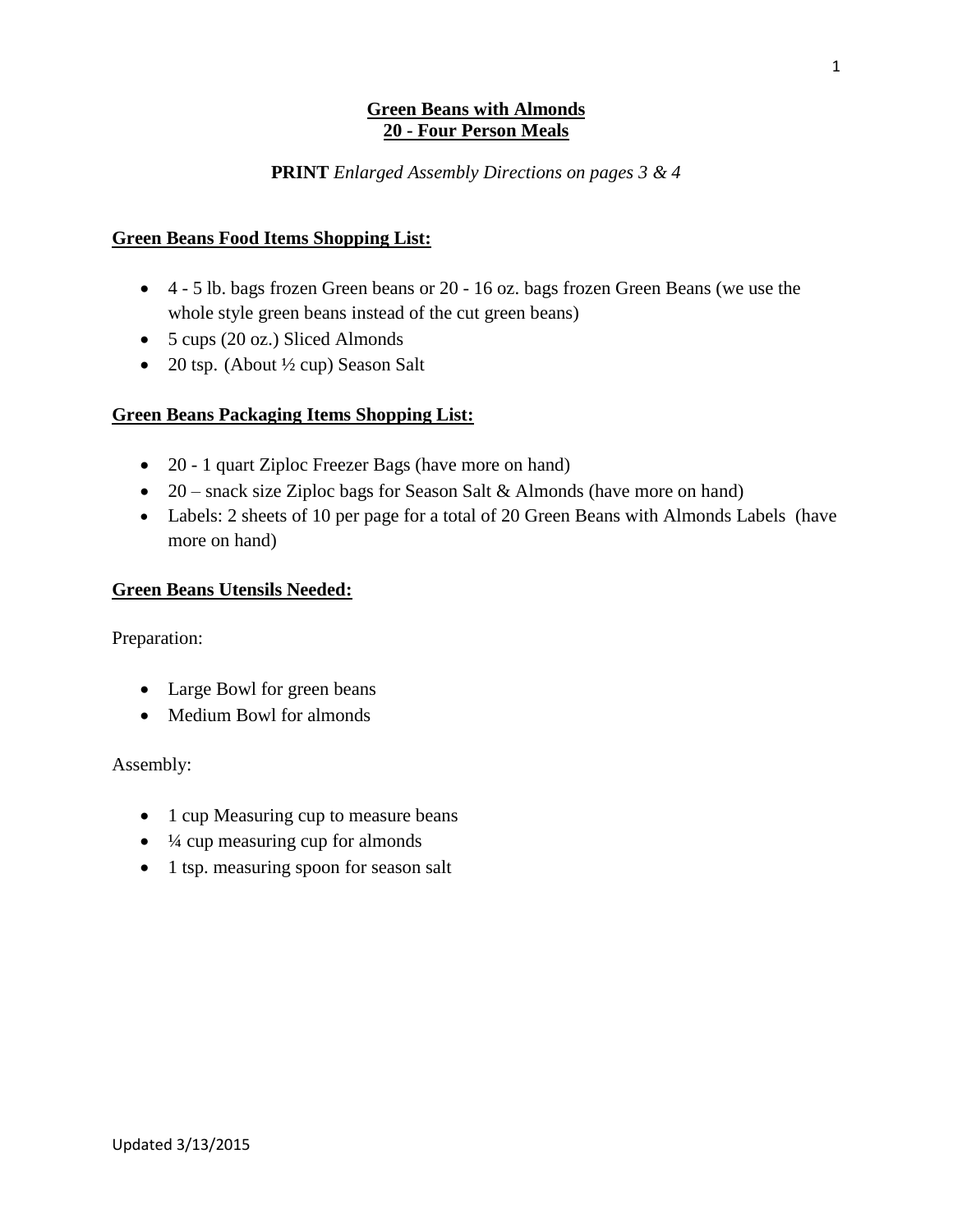# Green Beans with Almonds
## 20 - Four Person Meals

**PRINT** *Enlarged Assembly Directions on pages 3 & 4*

### Green Beans Food Items Shopping List:

- 4 - 5 lb. bags frozen Green beans or 20 - 16 oz. bags frozen Green Beans (we use the whole style green beans instead of the cut green beans)
- 5 cups (20 oz.) Sliced Almonds
- 20 tsp. (About ½ cup) Season Salt

### Green Beans Packaging Items Shopping List:

- 20 - 1 quart Ziploc Freezer Bags (have more on hand)
- 20 – snack size Ziploc bags for Season Salt & Almonds (have more on hand)
- Labels: 2 sheets of 10 per page for a total of 20 Green Beans with Almonds Labels (have more on hand)

### Green Beans Utensils Needed:

Preparation:

- Large Bowl for green beans
- Medium Bowl for almonds

Assembly:

- 1 cup Measuring cup to measure beans
- ¼ cup measuring cup for almonds
- 1 tsp. measuring spoon for season salt

Updated 3/13/2015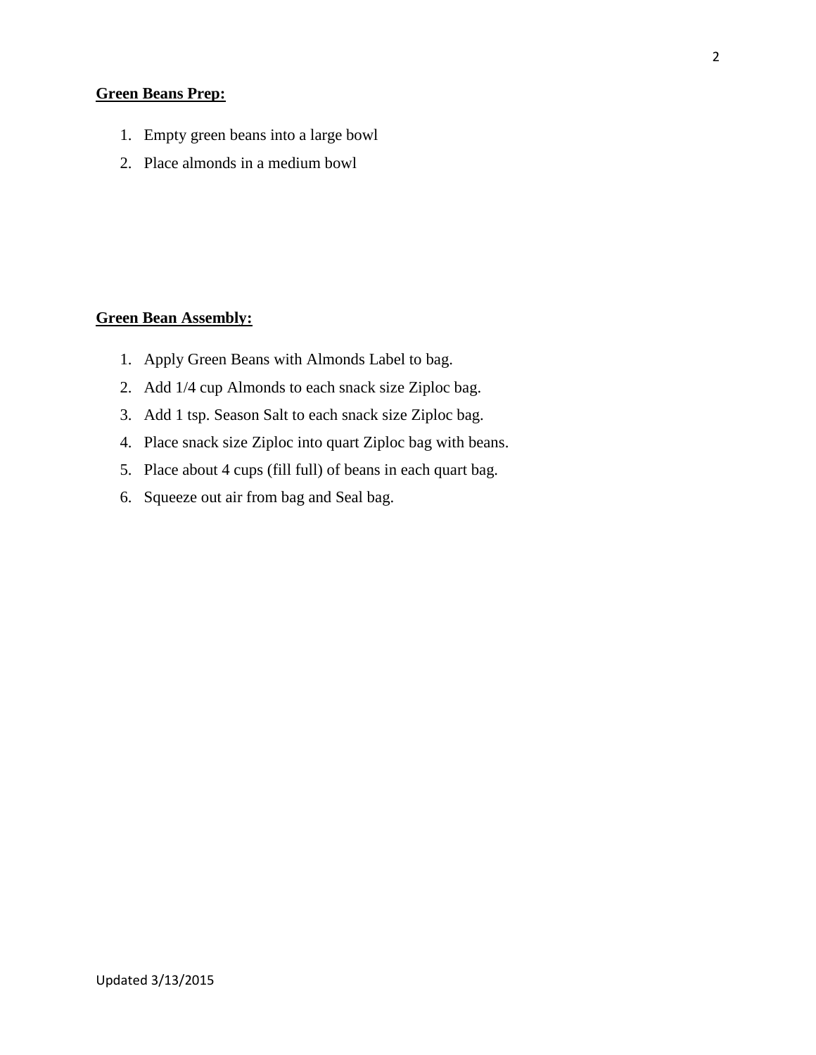**Green Beans Prep:**

1. Empty green beans into a large bowl
2. Place almonds in a medium bowl

**Green Bean Assembly:**

1. Apply Green Beans with Almonds Label to bag.
2. Add 1/4 cup Almonds to each snack size Ziploc bag.
3. Add 1 tsp. Season Salt to each snack size Ziploc bag.
4. Place snack size Ziploc into quart Ziploc bag with beans.
5. Place about 4 cups (fill full) of beans in each quart bag.
6. Squeeze out air from bag and Seal bag.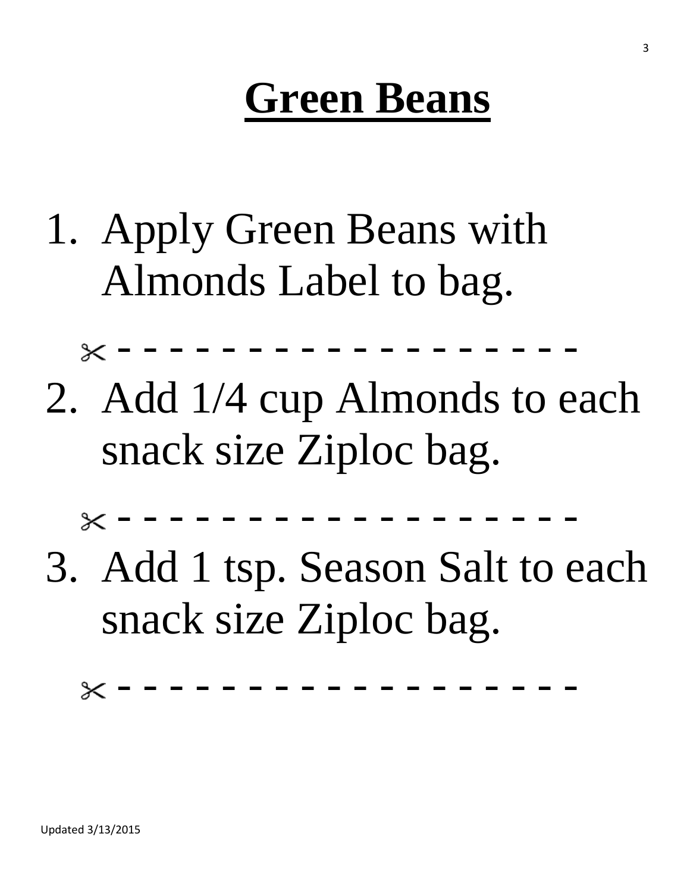# Green Beans

1. Apply Green Beans with Almonds Label to bag.

✂ - - - - - - - - - - - - - - - - - - -

2. Add 1/4 cup Almonds to each snack size Ziploc bag.

✂ - - - - - - - - - - - - - - - - - - -

3. Add 1 tsp. Season Salt to each snack size Ziploc bag.

✂ - - - - - - - - - - - - - - - - - - -

Updated 3/13/2015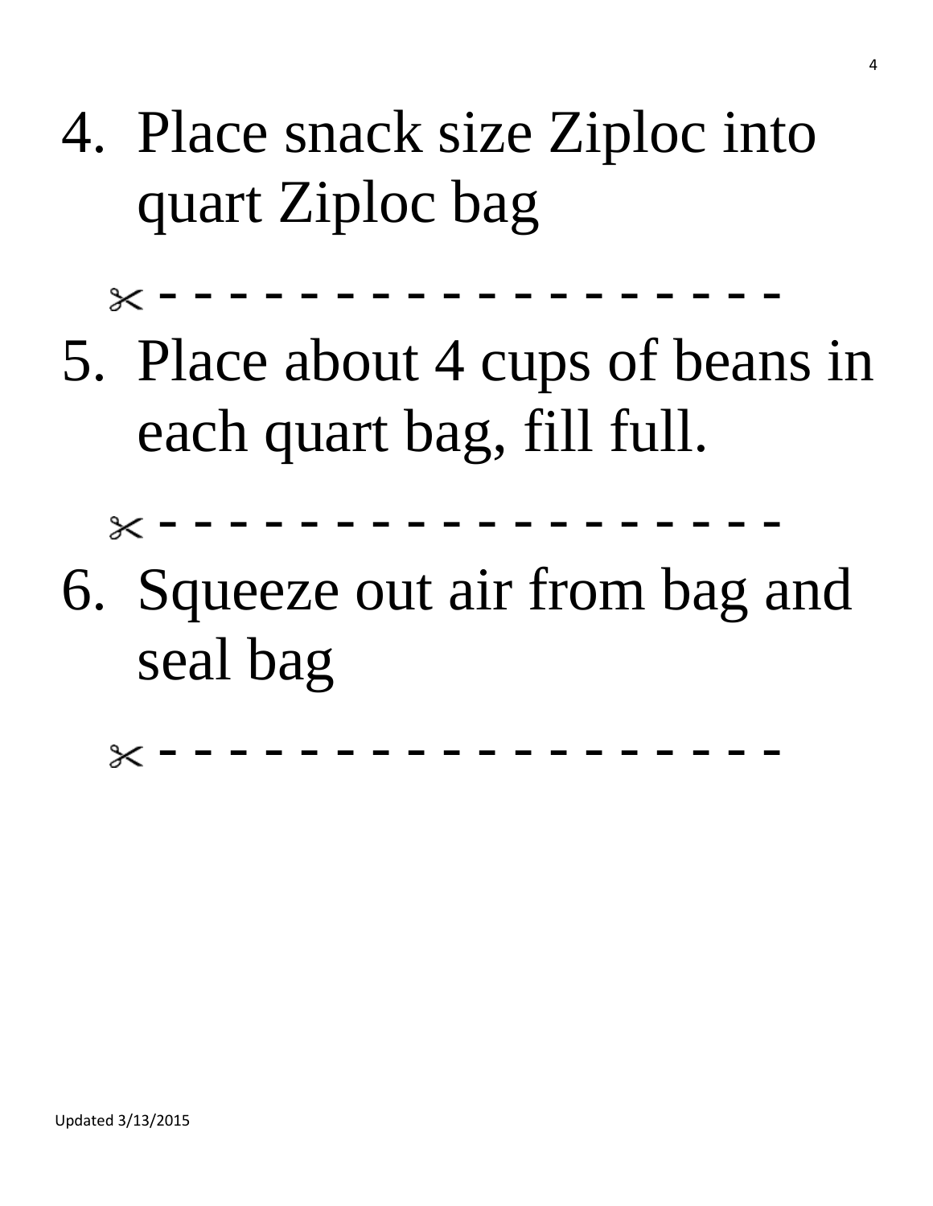4. Place snack size Ziploc into quart Ziploc bag

✂ - - - - - - - - - - - - - - - - - - -

5. Place about 4 cups of beans in each quart bag, fill full.

✂ - - - - - - - - - - - - - - - - - - -

6. Squeeze out air from bag and seal bag

✂ - - - - - - - - - - - - - - - - - - -

Updated 3/13/2015